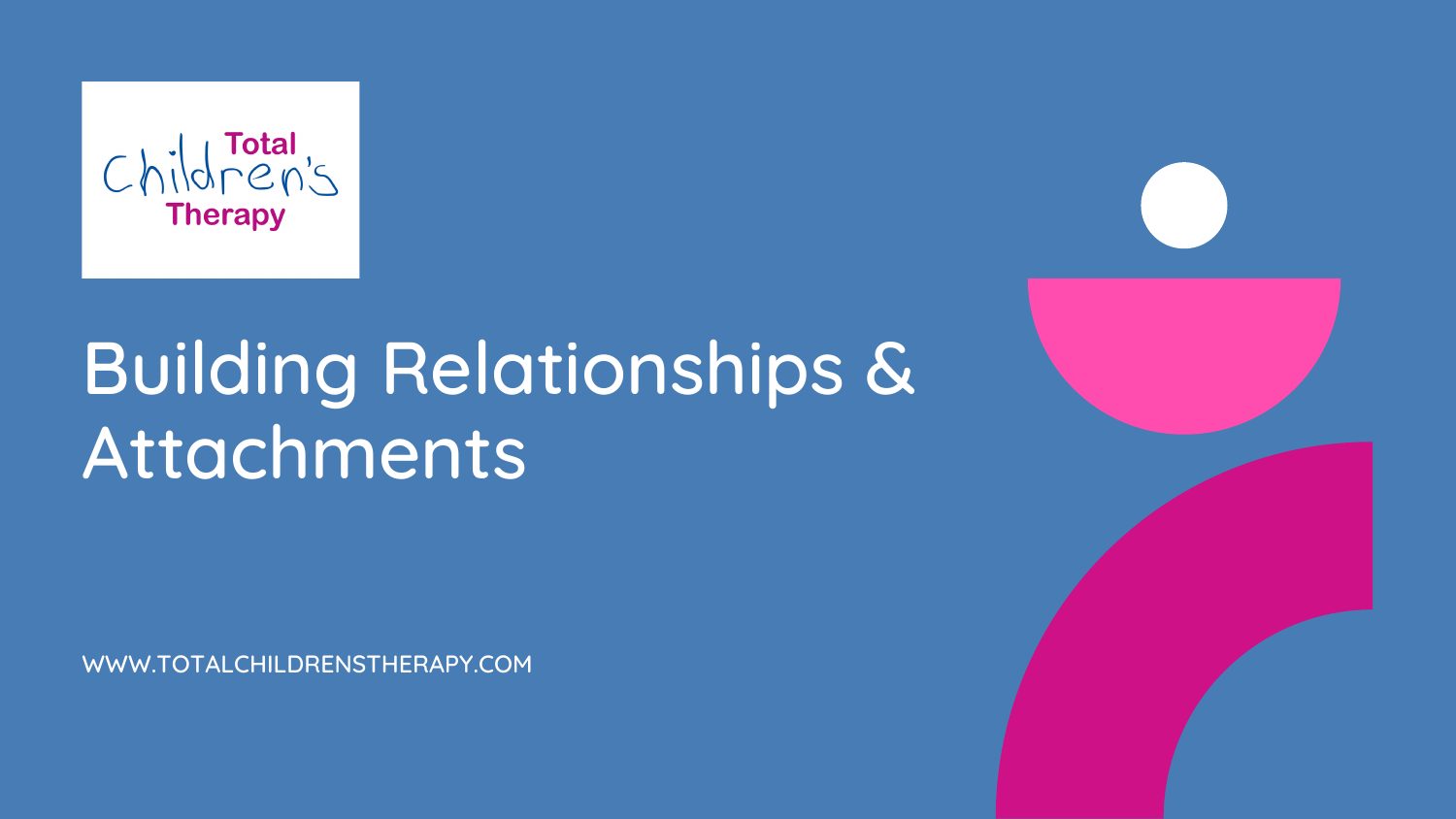Total Children's Therapy

# Building Relationships & Attachments

WWW.TOTALCHILDRENSTHERAPY.COM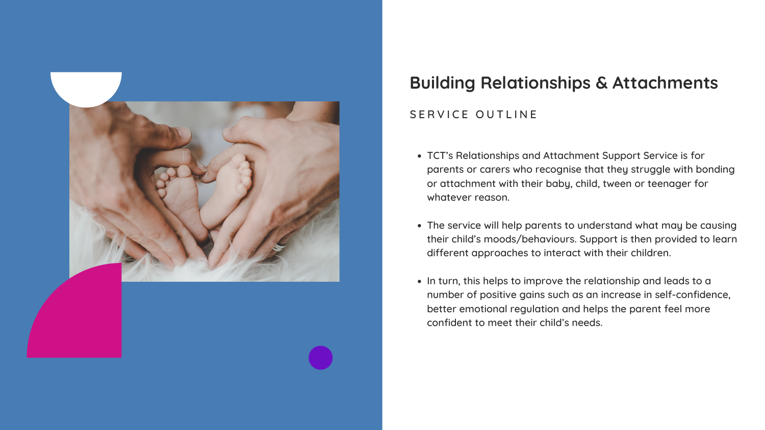## Building Relationships & Attachments

SERVICE OUTLINE

- TCT's Relationships and Attachment Support Service is for parents or carers who recognise that they struggle with bonding or attachment with their baby, child, tween or teenager for whatever reason.
- The service will help parents to understand what may be causing their child's moods/behaviours. Support is then provided to learn different approaches to interact with their children.
- In turn, this helps to improve the relationship and leads to a number of positive gains such as an increase in self-confidence, better emotional regulation and helps the parent feel more confident to meet their child's needs.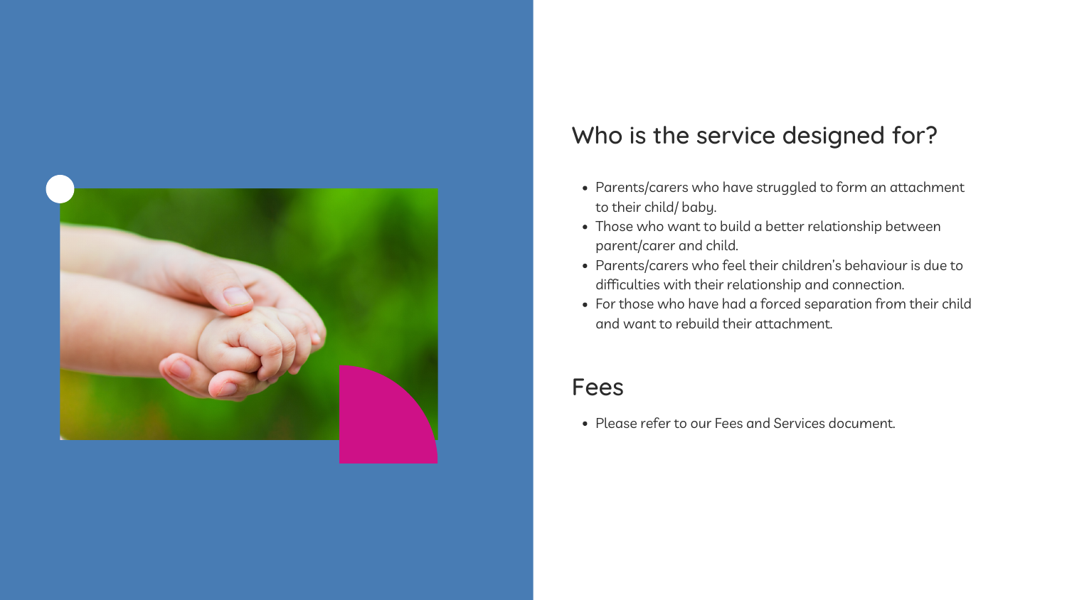## Who is the service designed for?

- Parents/carers who have struggled to form an attachment to their child/ baby.
- Those who want to build a better relationship between parent/carer and child.
- Parents/carers who feel their children's behaviour is due to difficulties with their relationship and connection.
- For those who have had a forced separation from their child and want to rebuild their attachment.

## Fees

- Please refer to our Fees and Services document.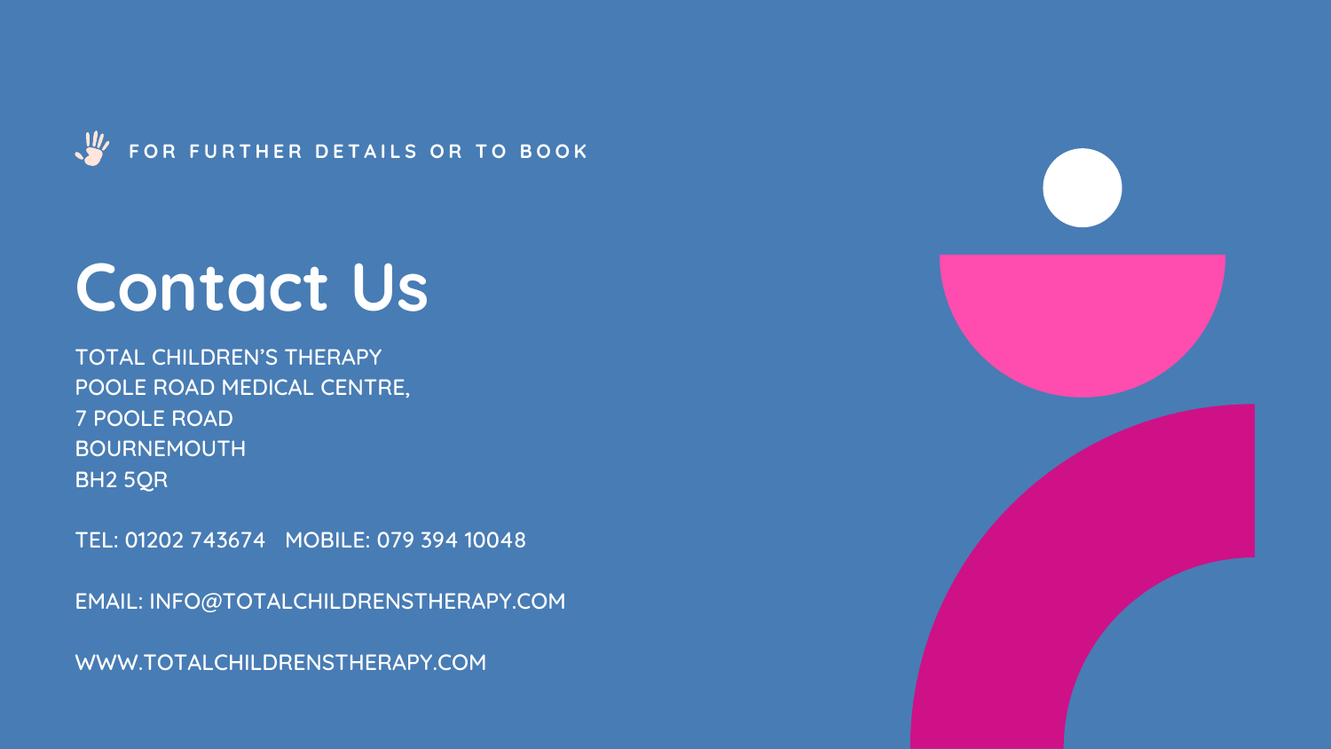FOR FURTHER DETAILS OR TO BOOK

# Contact Us

TOTAL CHILDREN'S THERAPY
POOLE ROAD MEDICAL CENTRE,
7 POOLE ROAD
BOURNEMOUTH
BH2 5QR

TEL: 01202 743674 MOBILE: 079 394 10048

EMAIL: INFO@TOTALCHILDRENSTHERAPY.COM

WWW.TOTALCHILDRENSTHERAPY.COM